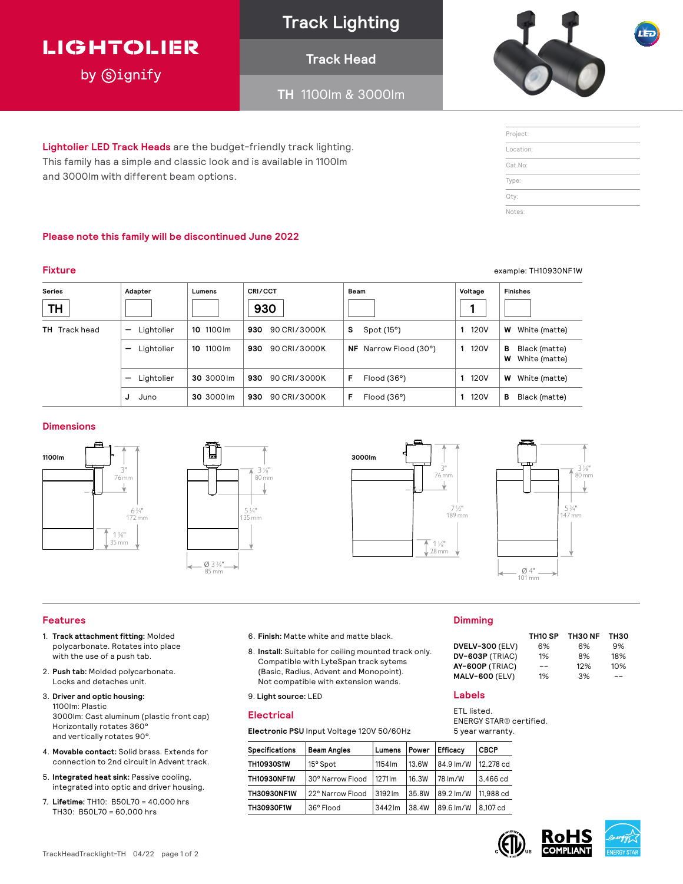# LIGHTOLIER by Signify

## Track Lighting

### Track Head

### TH 1100lm & 3000lm

Project:

Location:

Cat.No:

Type:

Qty:

Notes:

**Lightolier LED Track Heads** are the budget-friendly track lighting. This family has a simple and classic look and is available in 1100lm and 3000lm with different beam options.

**Please note this family will be discontinued June 2022**

## Fixture

example: TH10930NF1W

| Series | Adapter | Lumens | CRI/CCT | Beam | Voltage | Finishes |
|---|---|---|---|---|---|---|
| TH | | | 930 | | 1 | |
| **TH** Track head | **–** Lightolier | **10** 1100lm | **930** 90 CRI/3000K | **S** Spot (15°) | **1** 120V | **W** White (matte) |
| | **–** Lightolier | **10** 1100lm | **930** 90 CRI/3000K | **NF** Narrow Flood (30°) | **1** 120V | **B** Black (matte) **W** White (matte) |
| | **–** Lightolier | **30** 3000lm | **930** 90 CRI/3000K | **F** Flood (36°) | **1** 120V | **W** White (matte) |
| | **J** Juno | **30** 3000lm | **930** 90 CRI/3000K | **F** Flood (36°) | **1** 120V | **B** Black (matte) |

## Dimensions

1100lm: 3" (76 mm); 6 ¾" (172 mm); 1 ⅜" (35 mm); 3 ⅛" (80 mm); 5 ¼" (135 mm); Ø 3 ⅜" (85 mm)

3000lm: 3" (76 mm); 7 ½" (189 mm); 1 ⅛" (28 mm); 3 ⅛" (80 mm); 5 ¾" (147 mm); Ø 4" (101 mm)

## Features

1. **Track attachment fitting:** Molded polycarbonate. Rotates into place with the use of a push tab.
2. **Push tab:** Molded polycarbonate. Locks and detaches unit.
3. **Driver and optic housing:**
   1100lm: Plastic
   3000lm: Cast aluminum (plastic front cap)
   Horizontally rotates 360°
   and vertically rotates 90°.
4. **Movable contact:** Solid brass. Extends for connection to 2nd circuit in Advent track.
5. **Integrated heat sink:** Passive cooling, integrated into optic and driver housing.
6. **Finish:** Matte white and matte black.
7. **Lifetime:** TH10: B50L70 = 40,000 hrs
   TH30: B50L70 = 60,000 hrs
8. **Install:** Suitable for ceiling mounted track only. Compatible with LyteSpan track sytems (Basic, Radius, Advent and Monopoint). Not compatible with extension wands.
9. **Light source:** LED

## Electrical

**Electronic PSU** Input Voltage 120V 50/60Hz

| Specifications | Beam Angles | Lumens | Power | Efficacy | CBCP |
|---|---|---|---|---|---|
| TH10930S1W | 15° Spot | 1154lm | 13.6W | 84.9 lm/W | 12,278 cd |
| TH10930NF1W | 30° Narrow Flood | 1271lm | 16.3W | 78 lm/W | 3,466 cd |
| TH30930NF1W | 22° Narrow Flood | 3192lm | 35.8W | 89.2 lm/W | 11,988 cd |
| TH30930F1W | 36° Flood | 3442lm | 38.4W | 89.6 lm/W | 8,107 cd |

## Dimming

| | TH10 SP | TH30 NF | TH30 |
|---|---|---|---|
| **DVELV-300** (ELV) | 6% | 6% | 9% |
| **DV-603P** (TRIAC) | 1% | 8% | 18% |
| **AY-600P** (TRIAC) | -- | 12% | 10% |
| **MALV-600** (ELV) | 1% | 3% | -- |

## Labels

ETL listed.
ENERGY STAR® certified.
5 year warranty.

TrackHeadTracklight-TH 04/22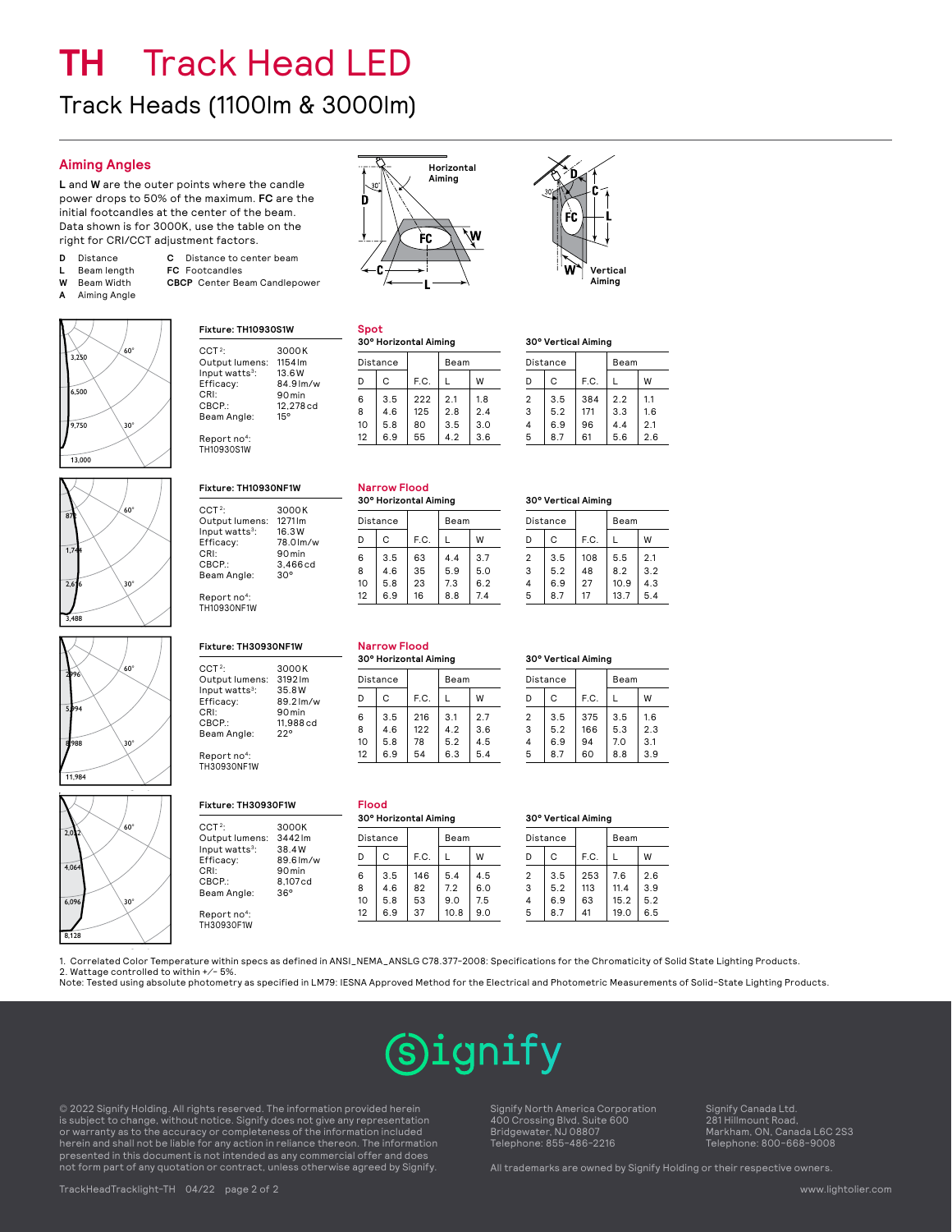# TH Track Head LED

## Track Heads (1100lm & 3000lm)

### Aiming Angles

**L** and **W** are the outer points where the candle power drops to 50% of the maximum. **FC** are the initial footcandles at the center of the beam. Data shown is for 3000K, use the table on the right for CRI/CCT adjustment factors.

- **D** Distance
- **L** Beam length
- **W** Beam Width
- **A** Aiming Angle
- **C** Distance to center beam
- **FC** Footcandles
- **CBCP** Center Beam Candlepower

Horizontal Aiming
30°
D
FC
W
C
L

Vertical Aiming
30°
D
C
FC
L
W

60°
3,250
6,500
9,750
30°
13,000

**Fixture: TH10930S1W**

| | |
|---|---|
| CCT[1]: | 3000K |
| Output lumens: | 1154lm |
| Input watts[3]: | 13.6W |
| Efficacy: | 84.9lm/w |
| CRI: | 90min |
| CBCP.: | 12,278cd |
| Beam Angle: | 15° |

Report no[4]:
TH10930S1W

**Spot**

30° Horizontal Aiming

| Distance | | | Beam | |
|---|---|---|---|---|
| D | C | F.C. | L | W |
| 6 | 3.5 | 222 | 2.1 | 1.8 |
| 8 | 4.6 | 125 | 2.8 | 2.4 |
| 10 | 5.8 | 80 | 3.5 | 3.0 |
| 12 | 6.9 | 55 | 4.2 | 3.6 |

30° Vertical Aiming

| Distance | | | Beam | |
|---|---|---|---|---|
| D | C | F.C. | L | W |
| 2 | 3.5 | 384 | 2.2 | 1.1 |
| 3 | 5.2 | 171 | 3.3 | 1.6 |
| 4 | 6.9 | 96 | 4.4 | 2.1 |
| 5 | 8.7 | 61 | 5.6 | 2.6 |

60°
872
1,744
2,616
30°
3,488

**Fixture: TH10930NF1W**

| | |
|---|---|
| CCT[2]: | 3000K |
| Output lumens: | 1271lm |
| Input watts[3]: | 16.3W |
| Efficacy: | 78.0lm/w |
| CRI: | 90min |
| CBCP.: | 3,466cd |
| Beam Angle: | 30° |

Report no[4]:
TH10930NF1W

**Narrow Flood**

30° Horizontal Aiming

| Distance | | | Beam | |
|---|---|---|---|---|
| D | C | F.C. | L | W |
| 6 | 3.5 | 63 | 4.4 | 3.7 |
| 8 | 4.6 | 35 | 5.9 | 5.0 |
| 10 | 5.8 | 23 | 7.3 | 6.2 |
| 12 | 6.9 | 16 | 8.8 | 7.4 |

30° Vertical Aiming

| Distance | | | Beam | |
|---|---|---|---|---|
| D | C | F.C. | L | W |
| 2 | 3.5 | 108 | 5.5 | 2.1 |
| 3 | 5.2 | 48 | 8.2 | 3.2 |
| 4 | 6.9 | 27 | 10.9 | 4.3 |
| 5 | 8.7 | 17 | 13.7 | 5.4 |

60°
2,996
5,994
8,988
30°
11,984

**Fixture: TH30930NF1W**

| | |
|---|---|
| CCT[2]: | 3000K |
| Output lumens: | 3192lm |
| Input watts[3]: | 35.8W |
| Efficacy: | 89.2lm/w |
| CRI: | 90min |
| CBCP.: | 11,988cd |
| Beam Angle: | 22° |

Report no[4]:
TH30930NF1W

**Narrow Flood**

30° Horizontal Aiming

| Distance | | | Beam | |
|---|---|---|---|---|
| D | C | F.C. | L | W |
| 6 | 3.5 | 216 | 3.1 | 2.7 |
| 8 | 4.6 | 122 | 4.2 | 3.6 |
| 10 | 5.8 | 78 | 5.2 | 4.5 |
| 12 | 6.9 | 54 | 6.3 | 5.4 |

30° Vertical Aiming

| Distance | | | Beam | |
|---|---|---|---|---|
| D | C | F.C. | L | W |
| 2 | 3.5 | 375 | 3.5 | 1.6 |
| 3 | 5.2 | 166 | 5.3 | 2.3 |
| 4 | 6.9 | 94 | 7.0 | 3.1 |
| 5 | 8.7 | 60 | 8.8 | 3.9 |

60°
2,032
4,064
6,096
30°
8,128

**Fixture: TH30930F1W**

| | |
|---|---|
| CCT[2]: | 3000K |
| Output lumens: | 3442lm |
| Input watts[3]: | 38.4W |
| Efficacy: | 89.6lm/w |
| CRI: | 90min |
| CBCP.: | 8,107cd |
| Beam Angle: | 36° |

Report no[4]:
TH30930F1W

**Flood**

30° Horizontal Aiming

| Distance | | | Beam | |
|---|---|---|---|---|
| D | C | F.C. | L | W |
| 6 | 3.5 | 146 | 5.4 | 4.5 |
| 8 | 4.6 | 82 | 7.2 | 6.0 |
| 10 | 5.8 | 53 | 9.0 | 7.5 |
| 12 | 6.9 | 37 | 10.8 | 9.0 |

30° Vertical Aiming

| Distance | | | Beam | |
|---|---|---|---|---|
| D | C | F.C. | L | W |
| 2 | 3.5 | 253 | 7.6 | 2.6 |
| 3 | 5.2 | 113 | 11.4 | 3.9 |
| 4 | 6.9 | 63 | 15.2 | 5.2 |
| 5 | 8.7 | 41 | 19.0 | 6.5 |

1. Correlated Color Temperature within specs as defined in ANSI_NEMA_ANSLG C78.377-2008: Specifications for the Chromaticity of Solid State Lighting Products.
2. Wattage controlled to within +/- 5%.
Note: Tested using absolute photometry as specified in LM79: IESNA Approved Method for the Electrical and Photometric Measurements of Solid-State Lighting Products.

signify

© 2022 Signify Holding. All rights reserved. The information provided herein is subject to change, without notice. Signify does not give any representation or warranty as to the accuracy or completeness of the information included herein and shall not be liable for any action in reliance thereon. The information presented in this document is not intended as any commercial offer and does not form part of any quotation or contract, unless otherwise agreed by Signify.

Signify North America Corporation
400 Crossing Blvd, Suite 600
Bridgewater, NJ 08807
Telephone: 855-486-2216

Signify Canada Ltd.
281 Hillmount Road,
Markham, ON, Canada L6C 2S3
Telephone: 800-668-9008

All trademarks are owned by Signify Holding or their respective owners.

TrackHeadTracklight-TH 04/22

www.lightolier.com